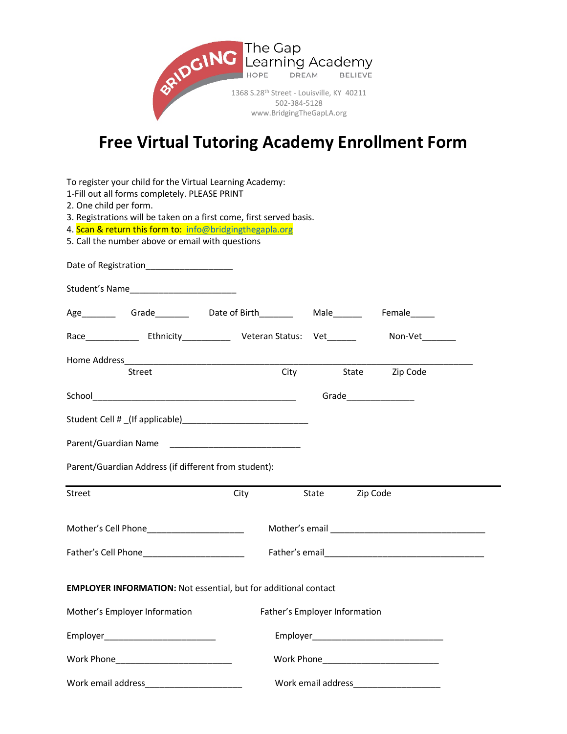BRIDGING The Gap Learning Academy

HOPE DREAM BELIEVE

1368 S.28th Street - Louisville, KY 40211
502-384-5128
www.BridgingTheGapLA.org

# Free Virtual Tutoring Academy Enrollment Form

To register your child for the Virtual Learning Academy:
1-Fill out all forms completely. PLEASE PRINT
2. One child per form.
3. Registrations will be taken on a first come, first served basis.
4. Scan & return this form to: info@bridgingthegapla.org
5. Call the number above or email with questions

Date of Registration__________________

Student's Name______________________

Age_______ Grade_______ Date of Birth_______ Male______ Female_____

Race___________ Ethnicity__________ Veteran Status: Vet______ Non-Vet_______

Home Address_________________________________________________________________________
Street City State Zip Code

School___________________________________________ Grade______________

Student Cell # _(If applicable)__________________________

Parent/Guardian Name ___________________________

Parent/Guardian Address (if different from student):

_________________________________________________________________________
Street City State Zip Code

Mother's Cell Phone____________________ Mother's email ________________________________

Father's Cell Phone_____________________ Father's email_________________________________

**EMPLOYER INFORMATION:** Not essential, but for additional contact

Mother's Employer Information

Employer________________________

Work Phone________________________

Work email address____________________

Father's Employer Information

Employer___________________________

Work Phone________________________

Work email address__________________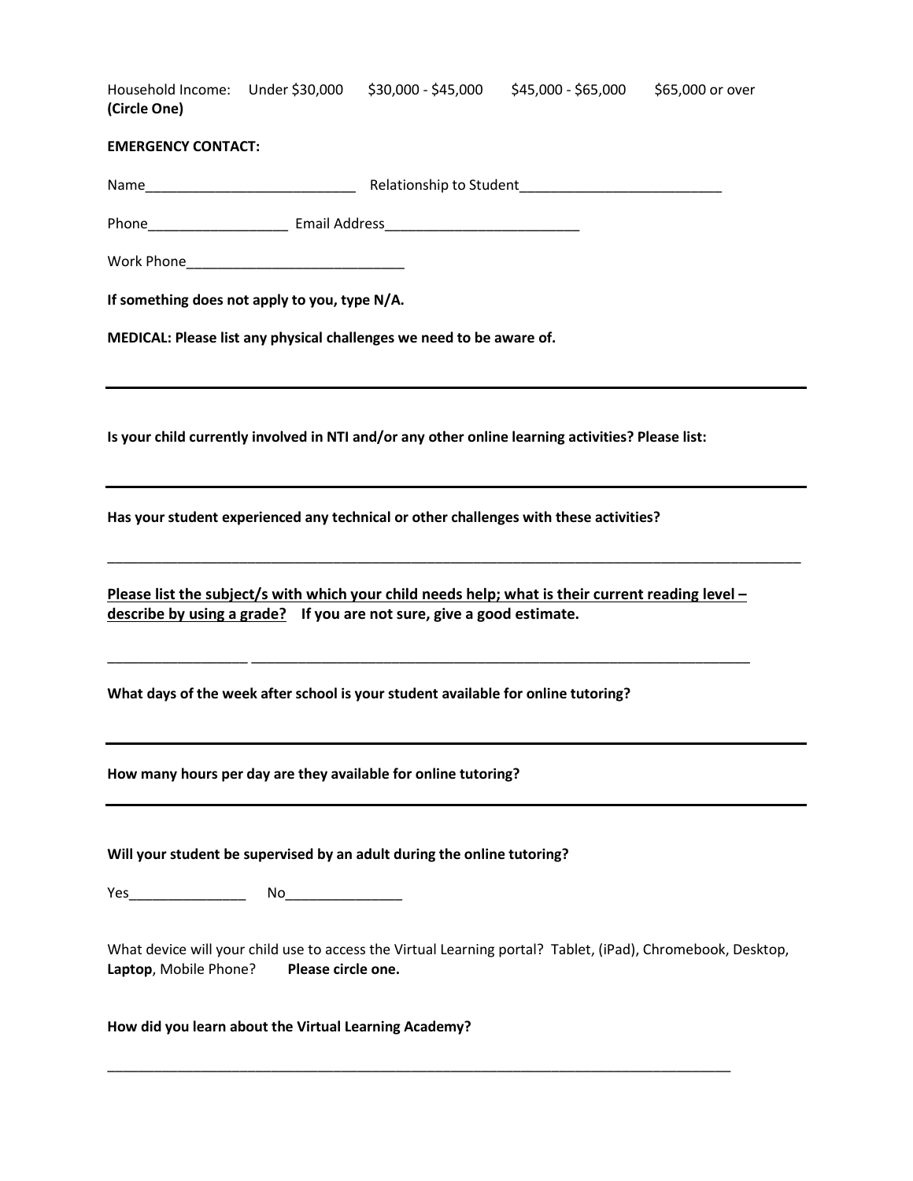Household Income: Under $30,000 $30,000 - $45,000 $45,000 - $65,000 $65,000 or over
**(Circle One)**

**EMERGENCY CONTACT:**

Name___________________________ Relationship to Student__________________________

Phone__________________ Email Address_________________________

Work Phone____________________________

**If something does not apply to you, type N/A.**

**MEDICAL: Please list any physical challenges we need to be aware of.**

---

**Is your child currently involved in NTI and/or any other online learning activities? Please list:**

---

**Has your student experienced any technical or other challenges with these activities?**

______________________________________________________________________________________________

**<u>Please list the subject/s with which your child needs help; what is their current reading level – describe by using a grade?</u> If you are not sure, give a good estimate.**

__________________ ______________________________________________________________________

**What days of the week after school is your student available for online tutoring?**

---

**How many hours per day are they available for online tutoring?**

---

**Will your student be supervised by an adult during the online tutoring?**

Yes_______________ No_______________

What device will your child use to access the Virtual Learning portal? Tablet, (iPad), Chromebook, Desktop, **Laptop**, Mobile Phone? **Please circle one.**

**How did you learn about the Virtual Learning Academy?**

_______________________________________________________________________________________